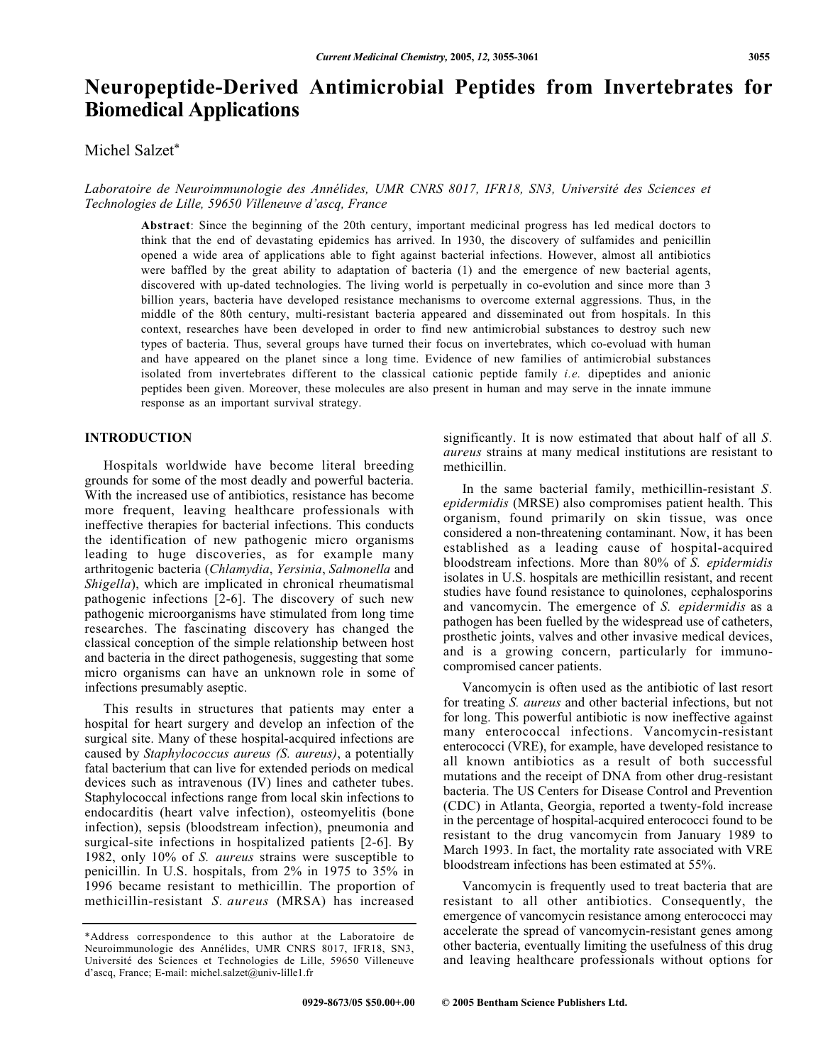# Neuropeptide-Derived Antimicrobial Peptides from Invertebrates for Biomedical Applications

Michel Salzet*

*Laboratoire de Neuroimmunologie des Annélides, UMR CNRS 8017, IFR18, SN3, Université des Sciences et Technologies de Lille, 59650 Villeneuve d'ascq, France*

**Abstract**: Since the beginning of the 20th century, important medicinal progress has led medical doctors to think that the end of devastating epidemics has arrived. In 1930, the discovery of sulfamides and penicillin opened a wide area of applications able to fight against bacterial infections. However, almost all antibiotics were baffled by the great ability to adaptation of bacteria (1) and the emergence of new bacterial agents, discovered with up-dated technologies. The living world is perpetually in co-evolution and since more than 3 billion years, bacteria have developed resistance mechanisms to overcome external aggressions. Thus, in the middle of the 80th century, multi-resistant bacteria appeared and disseminated out from hospitals. In this context, researches have been developed in order to find new antimicrobial substances to destroy such new types of bacteria. Thus, several groups have turned their focus on invertebrates, which co-evoluad with human and have appeared on the planet since a long time. Evidence of new families of antimicrobial substances isolated from invertebrates different to the classical cationic peptide family *i.e.* dipeptides and anionic peptides been given. Moreover, these molecules are also present in human and may serve in the innate immune response as an important survival strategy.

## INTRODUCTION

Hospitals worldwide have become literal breeding grounds for some of the most deadly and powerful bacteria. With the increased use of antibiotics, resistance has become more frequent, leaving healthcare professionals with ineffective therapies for bacterial infections. This conducts the identification of new pathogenic micro organisms leading to huge discoveries, as for example many arthritogenic bacteria (*Chlamydia*, *Yersinia*, *Salmonella* and *Shigella*), which are implicated in chronical rheumatismal pathogenic infections [2-6]. The discovery of such new pathogenic microorganisms have stimulated from long time researches. The fascinating discovery has changed the classical conception of the simple relationship between host and bacteria in the direct pathogenesis, suggesting that some micro organisms can have an unknown role in some of infections presumably aseptic.

This results in structures that patients may enter a hospital for heart surgery and develop an infection of the surgical site. Many of these hospital-acquired infections are caused by *Staphylococcus aureus (S. aureus)*, a potentially fatal bacterium that can live for extended periods on medical devices such as intravenous (IV) lines and catheter tubes. Staphylococcal infections range from local skin infections to endocarditis (heart valve infection), osteomyelitis (bone infection), sepsis (bloodstream infection), pneumonia and surgical-site infections in hospitalized patients [2-6]. By 1982, only 10% of *S. aureus* strains were susceptible to penicillin. In U.S. hospitals, from 2% in 1975 to 35% in 1996 became resistant to methicillin. The proportion of methicillin-resistant *S. aureus* (MRSA) has increased significantly. It is now estimated that about half of all *S. aureus* strains at many medical institutions are resistant to methicillin.

In the same bacterial family, methicillin-resistant *S. epidermidis* (MRSE) also compromises patient health. This organism, found primarily on skin tissue, was once considered a non-threatening contaminant. Now, it has been established as a leading cause of hospital-acquired bloodstream infections. More than 80% of *S. epidermidis* isolates in U.S. hospitals are methicillin resistant, and recent studies have found resistance to quinolones, cephalosporins and vancomycin. The emergence of *S. epidermidis* as a pathogen has been fuelled by the widespread use of catheters, prosthetic joints, valves and other invasive medical devices, and is a growing concern, particularly for immuno-compromised cancer patients.

Vancomycin is often used as the antibiotic of last resort for treating *S. aureus* and other bacterial infections, but not for long. This powerful antibiotic is now ineffective against many enterococcal infections. Vancomycin-resistant enterococci (VRE), for example, have developed resistance to all known antibiotics as a result of both successful mutations and the receipt of DNA from other drug-resistant bacteria. The US Centers for Disease Control and Prevention (CDC) in Atlanta, Georgia, reported a twenty-fold increase in the percentage of hospital-acquired enterococci found to be resistant to the drug vancomycin from January 1989 to March 1993. In fact, the mortality rate associated with VRE bloodstream infections has been estimated at 55%.

Vancomycin is frequently used to treat bacteria that are resistant to all other antibiotics. Consequently, the emergence of vancomycin resistance among enterococci may accelerate the spread of vancomycin-resistant genes among other bacteria, eventually limiting the usefulness of this drug and leaving healthcare professionals without options for

*Address correspondence to this author at the Laboratoire de Neuroimmunologie des Annélides, UMR CNRS 8017, IFR18, SN3, Université des Sciences et Technologies de Lille, 59650 Villeneuve d'ascq, France; E-mail: michel.salzet@univ-lille1.fr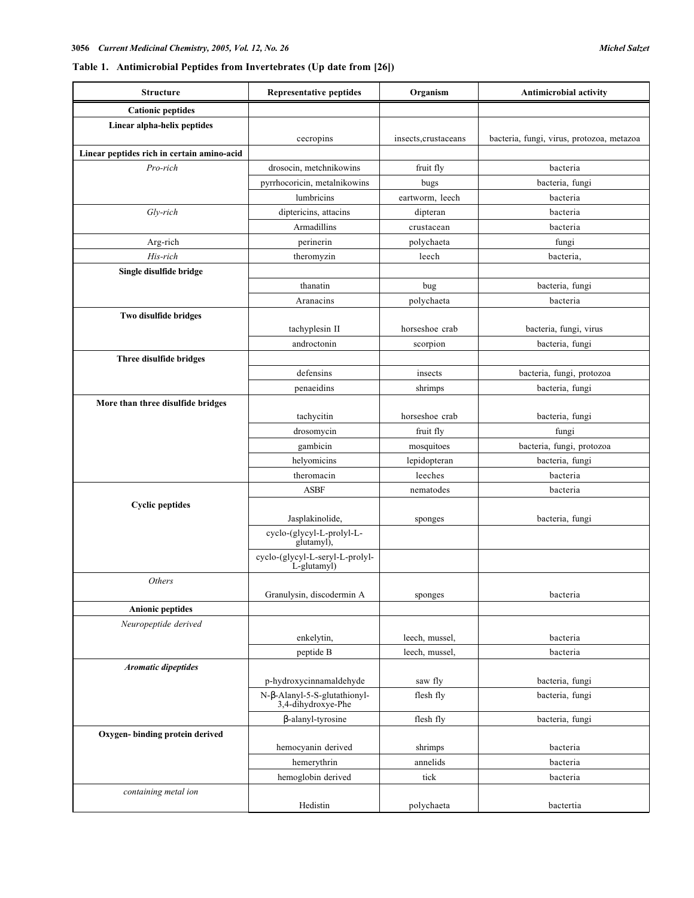**Table 1. Antimicrobial Peptides from Invertebrates (Up date from [26])**

| Structure | Representative peptides | Organism | Antimicrobial activity |
|---|---|---|---|
| **Cationic peptides** | | | |
| **Linear alpha-helix peptides** | cecropins | insects,crustaceans | bacteria, fungi, virus, protozoa, metazoa |
| **Linear peptides rich in certain amino-acid** | | | |
| *Pro-rich* | drosocin, metchnikowins | fruit fly | bacteria |
| | pyrrhocoricin, metalnikowins | bugs | bacteria, fungi |
| | lumbricins | eartworm, leech | bacteria |
| *Gly-rich* | diptericins, attacins | dipteran | bacteria |
| | Armadillins | crustacean | bacteria |
| Arg-rich | perinerin | polychaeta | fungi |
| *His-rich* | theromyzin | leech | bacteria, |
| **Single disulfide bridge** | | | |
| | thanatin | bug | bacteria, fungi |
| | Aranacins | polychaeta | bacteria |
| **Two disulfide bridges** | tachyplesin II | horseshoe crab | bacteria, fungi, virus |
| | androctonin | scorpion | bacteria, fungi |
| **Three disulfide bridges** | | | |
| | defensins | insects | bacteria, fungi, protozoa |
| | penaeidins | shrimps | bacteria, fungi |
| **More than three disulfide bridges** | tachycitin | horseshoe crab | bacteria, fungi |
| | drosomycin | fruit fly | fungi |
| | gambicin | mosquitoes | bacteria, fungi, protozoa |
| | helyomicins | lepidopteran | bacteria, fungi |
| | theromacin | leeches | bacteria |
| **Cyclic peptides** | ASBF | nematodes | bacteria |
| | Jasplakinolide, | sponges | bacteria, fungi |
| | cyclo-(glycyl-L-prolyl-L-glutamyl), | | |
| | cyclo-(glycyl-L-seryl-L-prolyl-L-glutamyl) | | |
| *Others* | Granulysin, discodermin A | sponges | bacteria |
| **Anionic peptides** | | | |
| *Neuropeptide derived* | enkelytin, | leech, mussel, | bacteria |
| | peptide B | leech, mussel, | bacteria |
| ***Aromatic dipeptides*** | p-hydroxycinnamaldehyde | saw fly | bacteria, fungi |
| | N-β-Alanyl-5-S-glutathionyl-3,4-dihydroxye-Phe | flesh fly | bacteria, fungi |
| | β-alanyl-tyrosine | flesh fly | bacteria, fungi |
| **Oxygen- binding protein derived** | hemocyanin derived | shrimps | bacteria |
| | hemerythrin | annelids | bacteria |
| | hemoglobin derived | tick | bacteria |
| *containing metal ion* | Hedistin | polychaeta | bactertia |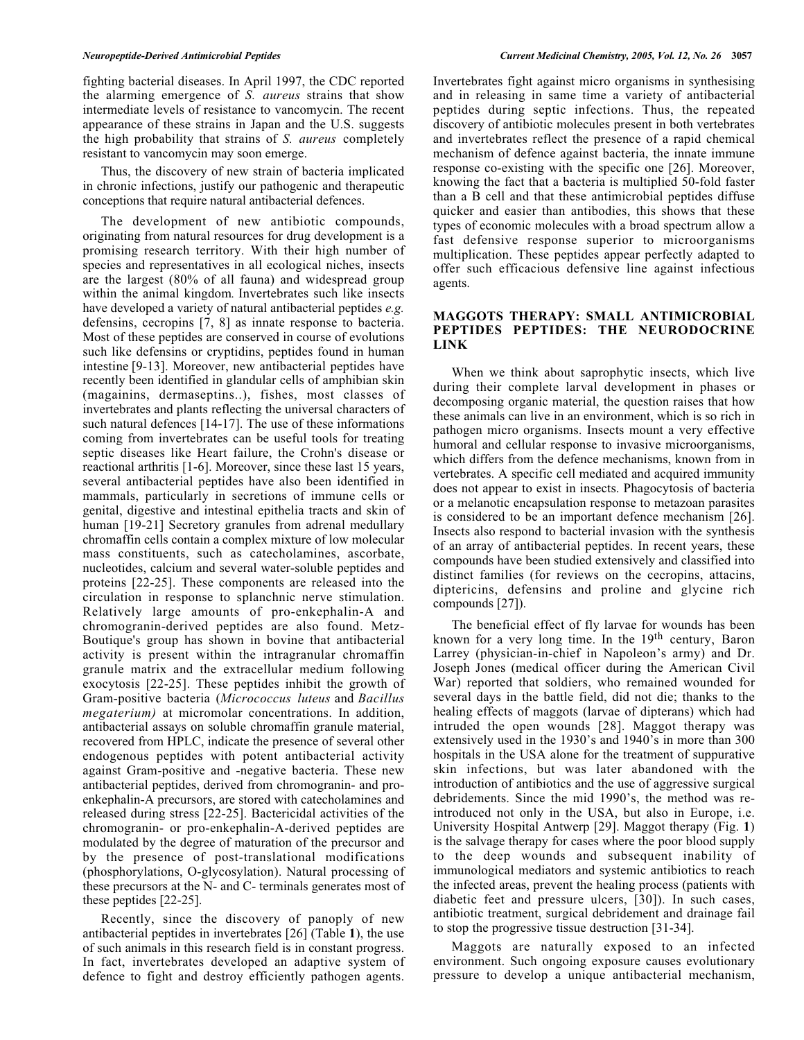fighting bacterial diseases. In April 1997, the CDC reported the alarming emergence of *S. aureus* strains that show intermediate levels of resistance to vancomycin. The recent appearance of these strains in Japan and the U.S. suggests the high probability that strains of *S. aureus* completely resistant to vancomycin may soon emerge.

Thus, the discovery of new strain of bacteria implicated in chronic infections, justify our pathogenic and therapeutic conceptions that require natural antibacterial defences.

The development of new antibiotic compounds, originating from natural resources for drug development is a promising research territory. With their high number of species and representatives in all ecological niches, insects are the largest (80% of all fauna) and widespread group within the animal kingdom*.* Invertebrates such like insects have developed a variety of natural antibacterial peptides *e.g.* defensins, cecropins [7, 8] as innate response to bacteria. Most of these peptides are conserved in course of evolutions such like defensins or cryptidins, peptides found in human intestine [9-13]. Moreover, new antibacterial peptides have recently been identified in glandular cells of amphibian skin (magainins, dermaseptins..), fishes, most classes of invertebrates and plants reflecting the universal characters of such natural defences [14-17]. The use of these informations coming from invertebrates can be useful tools for treating septic diseases like Heart failure, the Crohn's disease or reactional arthritis [1-6]. Moreover, since these last 15 years, several antibacterial peptides have also been identified in mammals, particularly in secretions of immune cells or genital, digestive and intestinal epithelia tracts and skin of human [19-21] Secretory granules from adrenal medullary chromaffin cells contain a complex mixture of low molecular mass constituents, such as catecholamines, ascorbate, nucleotides, calcium and several water-soluble peptides and proteins [22-25]. These components are released into the circulation in response to splanchnic nerve stimulation. Relatively large amounts of pro-enkephalin-A and chromogranin-derived peptides are also found. Metz-Boutique's group has shown in bovine that antibacterial activity is present within the intragranular chromaffin granule matrix and the extracellular medium following exocytosis [22-25]. These peptides inhibit the growth of Gram-positive bacteria (*Micrococcus luteus* and *Bacillus megaterium)* at micromolar concentrations. In addition, antibacterial assays on soluble chromaffin granule material, recovered from HPLC, indicate the presence of several other endogenous peptides with potent antibacterial activity against Gram-positive and -negative bacteria. These new antibacterial peptides, derived from chromogranin- and pro-enkephalin-A precursors, are stored with catecholamines and released during stress [22-25]. Bactericidal activities of the chromogranin- or pro-enkephalin-A-derived peptides are modulated by the degree of maturation of the precursor and by the presence of post-translational modifications (phosphorylations, O-glycosylation). Natural processing of these precursors at the N- and C- terminals generates most of these peptides [22-25].

Recently, since the discovery of panoply of new antibacterial peptides in invertebrates [26] (Table **1**), the use of such animals in this research field is in constant progress. In fact, invertebrates developed an adaptive system of defence to fight and destroy efficiently pathogen agents. Invertebrates fight against micro organisms in synthesising and in releasing in same time a variety of antibacterial peptides during septic infections. Thus, the repeated discovery of antibiotic molecules present in both vertebrates and invertebrates reflect the presence of a rapid chemical mechanism of defence against bacteria, the innate immune response co-existing with the specific one [26]. Moreover, knowing the fact that a bacteria is multiplied 50-fold faster than a B cell and that these antimicrobial peptides diffuse quicker and easier than antibodies, this shows that these types of economic molecules with a broad spectrum allow a fast defensive response superior to microorganisms multiplication. These peptides appear perfectly adapted to offer such efficacious defensive line against infectious agents.

## MAGGOTS THERAPY: SMALL ANTIMICROBIAL PEPTIDES PEPTIDES: THE NEURODOCRINE LINK

When we think about saprophytic insects, which live during their complete larval development in phases or decomposing organic material, the question raises that how these animals can live in an environment, which is so rich in pathogen micro organisms. Insects mount a very effective humoral and cellular response to invasive microorganisms, which differs from the defence mechanisms, known from in vertebrates. A specific cell mediated and acquired immunity does not appear to exist in insects. Phagocytosis of bacteria or a melanotic encapsulation response to metazoan parasites is considered to be an important defence mechanism [26]. Insects also respond to bacterial invasion with the synthesis of an array of antibacterial peptides. In recent years, these compounds have been studied extensively and classified into distinct families (for reviews on the cecropins, attacins, diptericins, defensins and proline and glycine rich compounds [27]).

The beneficial effect of fly larvae for wounds has been known for a very long time. In the 19[th] century, Baron Larrey (physician-in-chief in Napoleon's army) and Dr. Joseph Jones (medical officer during the American Civil War) reported that soldiers, who remained wounded for several days in the battle field, did not die; thanks to the healing effects of maggots (larvae of dipterans) which had intruded the open wounds [28]. Maggot therapy was extensively used in the 1930's and 1940's in more than 300 hospitals in the USA alone for the treatment of suppurative skin infections, but was later abandoned with the introduction of antibiotics and the use of aggressive surgical debridements. Since the mid 1990's, the method was re-introduced not only in the USA, but also in Europe, i.e. University Hospital Antwerp [29]. Maggot therapy (Fig. **1**) is the salvage therapy for cases where the poor blood supply to the deep wounds and subsequent inability of immunological mediators and systemic antibiotics to reach the infected areas, prevent the healing process (patients with diabetic feet and pressure ulcers, [30]). In such cases, antibiotic treatment, surgical debridement and drainage fail to stop the progressive tissue destruction [31-34].

Maggots are naturally exposed to an infected environment. Such ongoing exposure causes evolutionary pressure to develop a unique antibacterial mechanism,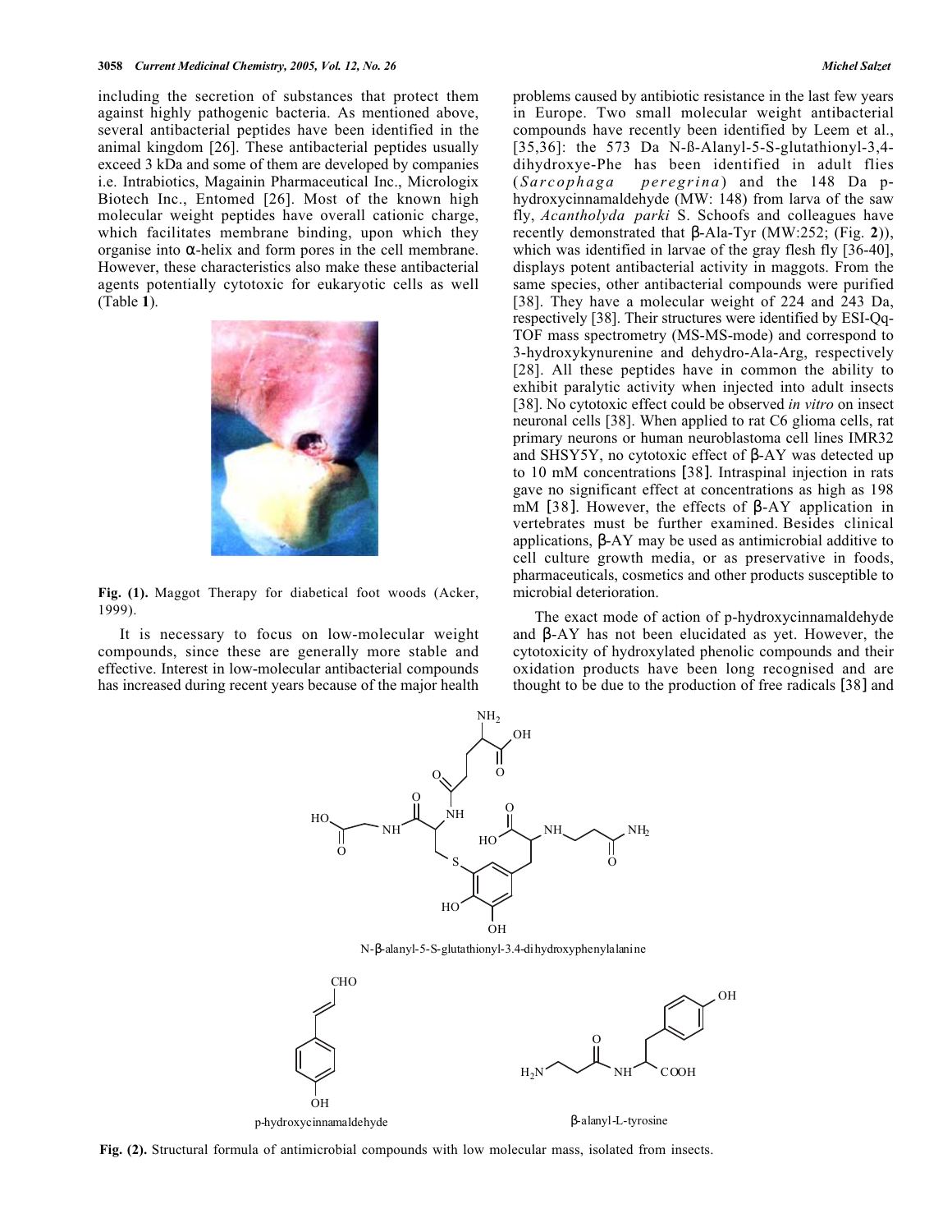including the secretion of substances that protect them against highly pathogenic bacteria. As mentioned above, several antibacterial peptides have been identified in the animal kingdom [26]. These antibacterial peptides usually exceed 3 kDa and some of them are developed by companies i.e. Intrabiotics, Magainin Pharmaceutical Inc., Micrologix Biotech Inc., Entomed [26]. Most of the known high molecular weight peptides have overall cationic charge, which facilitates membrane binding, upon which they organise into α-helix and form pores in the cell membrane. However, these characteristics also make these antibacterial agents potentially cytotoxic for eukaryotic cells as well (Table **1**).

**Fig. (1).** Maggot Therapy for diabetical foot woods (Acker, 1999).

It is necessary to focus on low-molecular weight compounds, since these are generally more stable and effective. Interest in low-molecular antibacterial compounds has increased during recent years because of the major health problems caused by antibiotic resistance in the last few years in Europe. Two small molecular weight antibacterial compounds have recently been identified by Leem et al., [35,36]: the 573 Da N-ß-Alanyl-5-S-glutathionyl-3,4-dihydroxye-Phe has been identified in adult flies (*Sarcophaga peregrina*) and the 148 Da p-hydroxycinnamaldehyde (MW: 148) from larva of the saw fly, *Acantholyda parki* S. Schoofs and colleagues have recently demonstrated that β-Ala-Tyr (MW:252; (Fig. **2**)), which was identified in larvae of the gray flesh fly [36-40], displays potent antibacterial activity in maggots. From the same species, other antibacterial compounds were purified [38]. They have a molecular weight of 224 and 243 Da, respectively [38]. Their structures were identified by ESI-Qq-TOF mass spectrometry (MS-MS-mode) and correspond to 3-hydroxykynurenine and dehydro-Ala-Arg, respectively [28]. All these peptides have in common the ability to exhibit paralytic activity when injected into adult insects [38]. No cytotoxic effect could be observed *in vitro* on insect neuronal cells [38]. When applied to rat C6 glioma cells, rat primary neurons or human neuroblastoma cell lines IMR32 and SHSY5Y, no cytotoxic effect of β-AY was detected up to 10 mM concentrations [38]. Intraspinal injection in rats gave no significant effect at concentrations as high as 198 mM [38]. However, the effects of β-AY application in vertebrates must be further examined. Besides clinical applications, β-AY may be used as antimicrobial additive to cell culture growth media, or as preservative in foods, pharmaceuticals, cosmetics and other products susceptible to microbial deterioration.

The exact mode of action of p-hydroxycinnamaldehyde and β-AY has not been elucidated as yet. However, the cytotoxicity of hydroxylated phenolic compounds and their oxidation products have been long recognised and are thought to be due to the production of free radicals [38] and

N-β-alanyl-5-S-glutathionyl-3.4-dihydroxyphenylalanine

p-hydroxycinnamaldehyde

β-alanyl-L-tyrosine

**Fig. (2).** Structural formula of antimicrobial compounds with low molecular mass, isolated from insects.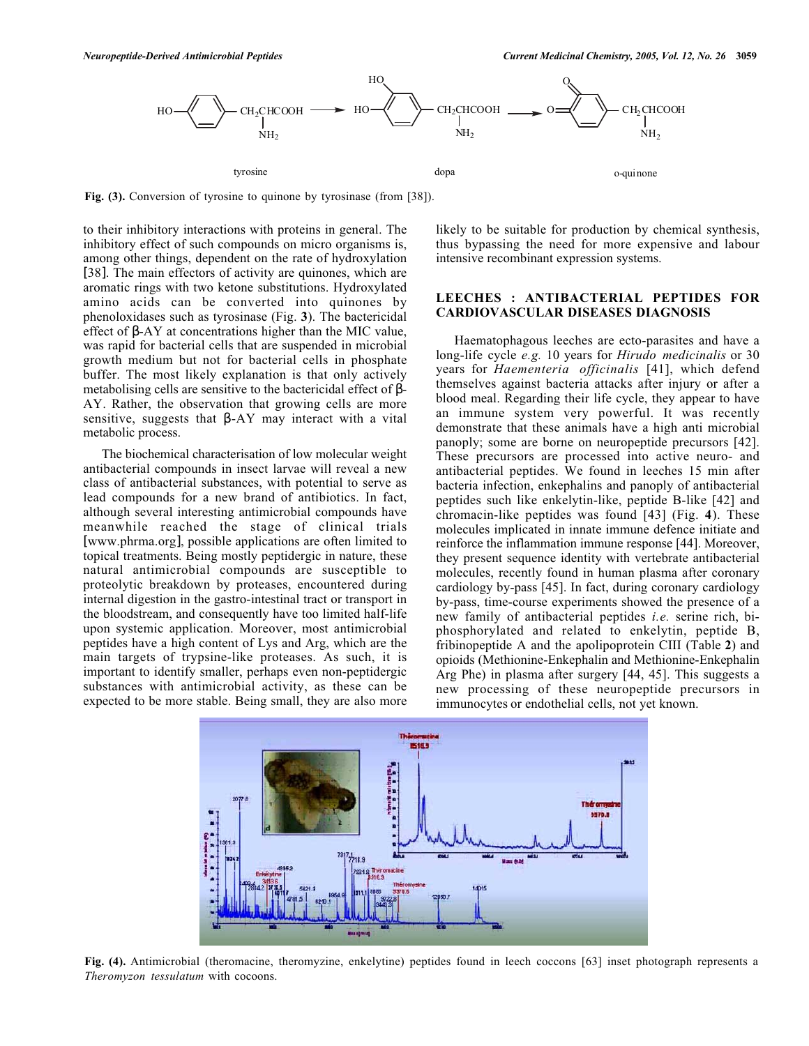tyrosine

dopa

o-quinone

Fig. (3). Conversion of tyrosine to quinone by tyrosinase (from [38]).

to their inhibitory interactions with proteins in general. The inhibitory effect of such compounds on micro organisms is, among other things, dependent on the rate of hydroxylation [38]. The main effectors of activity are quinones, which are aromatic rings with two ketone substitutions. Hydroxylated amino acids can be converted into quinones by phenoloxidases such as tyrosinase (Fig. 3). The bactericidal effect of β-AY at concentrations higher than the MIC value, was rapid for bacterial cells that are suspended in microbial growth medium but not for bacterial cells in phosphate buffer. The most likely explanation is that only actively metabolising cells are sensitive to the bactericidal effect of β-AY. Rather, the observation that growing cells are more sensitive, suggests that β-AY may interact with a vital metabolic process.

The biochemical characterisation of low molecular weight antibacterial compounds in insect larvae will reveal a new class of antibacterial substances, with potential to serve as lead compounds for a new brand of antibiotics. In fact, although several interesting antimicrobial compounds have meanwhile reached the stage of clinical trials [www.phrma.org], possible applications are often limited to topical treatments. Being mostly peptidergic in nature, these natural antimicrobial compounds are susceptible to proteolytic breakdown by proteases, encountered during internal digestion in the gastro-intestinal tract or transport in the bloodstream, and consequently have too limited half-life upon systemic application. Moreover, most antimicrobial peptides have a high content of Lys and Arg, which are the main targets of trypsin-like proteases. As such, it is important to identify smaller, perhaps even non-peptidergic substances with antimicrobial activity, as these can be expected to be more stable. Being small, they are also more likely to be suitable for production by chemical synthesis, thus bypassing the need for more expensive and labour intensive recombinant expression systems.

## LEECHES : ANTIBACTERIAL PEPTIDES FOR CARDIOVASCULAR DISEASES DIAGNOSIS

Haematophagous leeches are ecto-parasites and have a long-life cycle *e.g.* 10 years for *Hirudo medicinalis* or 30 years for *Haementeria officinalis* [41], which defend themselves against bacteria attacks after injury or after a blood meal. Regarding their life cycle, they appear to have an immune system very powerful. It was recently demonstrate that these animals have a high anti microbial panoply; some are borne on neuropeptide precursors [42]. These precursors are processed into active neuro- and antibacterial peptides. We found in leeches 15 min after bacteria infection, enkephalins and panoply of antibacterial peptides such like enkelytin-like, peptide B-like [42] and chromacin-like peptides was found [43] (Fig. 4). These molecules implicated in innate immune defence initiate and reinforce the inflammation immune response [44]. Moreover, they present sequence identity with vertebrate antibacterial molecules, recently found in human plasma after coronary cardiology by-pass [45]. In fact, during coronary cardiology by-pass, time-course experiments showed the presence of a new family of antibacterial peptides *i.e.* serine rich, bi-phosphorylated and related to enkelytin, peptide B, fribinopeptide A and the apolipoprotein CIII (Table 2) and opioids (Methionine-Enkephalin and Methionine-Enkephalin Arg Phe) in plasma after surgery [44, 45]. This suggests a new processing of these neuropeptide precursors in immunocytes or endothelial cells, not yet known.

Théromacine
8516.9

Théromyzine
3370.8

2077.8

1561.9

Enkélytine
3453.6

7817.1
7718.9

Théromacine
8516.9

Théromyzine
3370.8

12950.7

14015

Fig. (4). Antimicrobial (theromacine, theromyzine, enkelytine) peptides found in leech coccons [63] inset photograph represents a *Theromyzon tessulatum* with cocoons.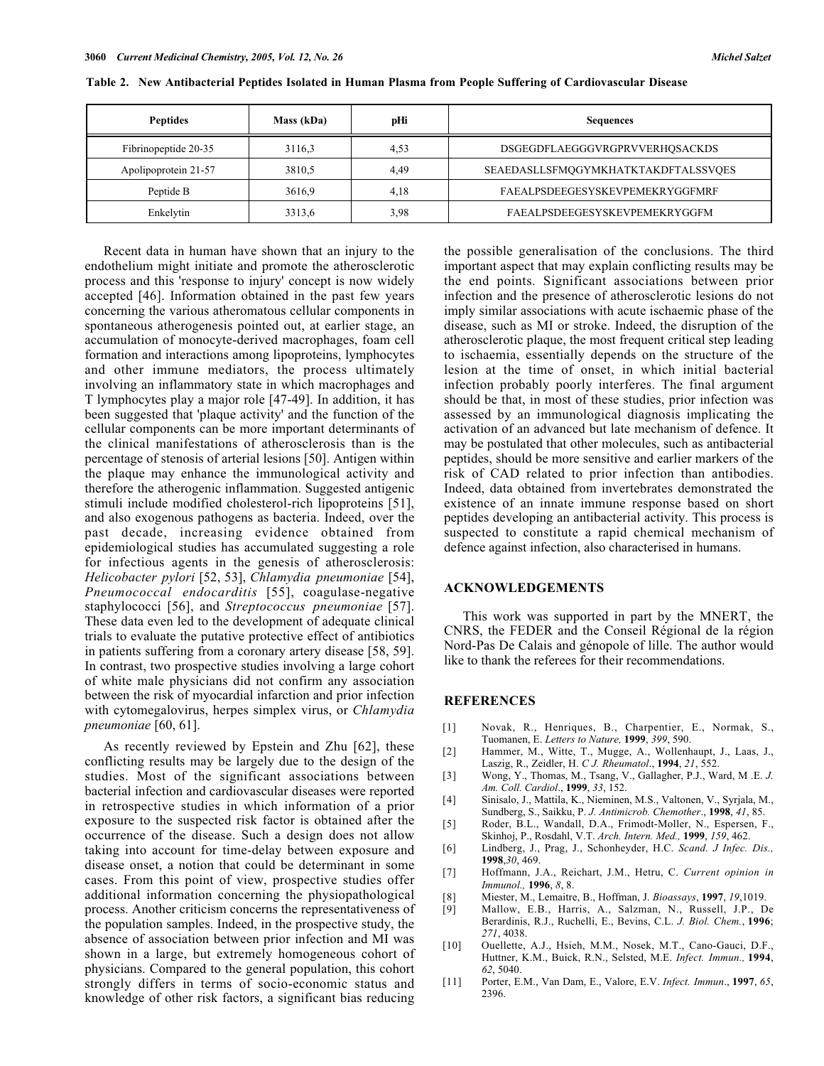**Table 2. New Antibacterial Peptides Isolated in Human Plasma from People Suffering of Cardiovascular Disease**

| Peptides | Mass (kDa) | pHi | Sequences |
|---|---|---|---|
| Fibrinopeptide 20-35 | 3116,3 | 4,53 | DSGEGDFLAEGGGVRGPRVVERHQSACKDS |
| Apolipoprotein 21-57 | 3810,5 | 4,49 | SEAEDASLLSFMQGYMKHATKTAKDFTALSSVQES |
| Peptide B | 3616,9 | 4,18 | FAEALPSDEEGESYSKEVPEMEKRYGGFMRF |
| Enkelytin | 3313,6 | 3,98 | FAEALPSDEEGESYSKEVPEMEKRYGGFM |

Recent data in human have shown that an injury to the endothelium might initiate and promote the atherosclerotic process and this 'response to injury' concept is now widely accepted [46]. Information obtained in the past few years concerning the various atheromatous cellular components in spontaneous atherogenesis pointed out, at earlier stage, an accumulation of monocyte-derived macrophages, foam cell formation and interactions among lipoproteins, lymphocytes and other immune mediators, the process ultimately involving an inflammatory state in which macrophages and T lymphocytes play a major role [47-49]. In addition, it has been suggested that 'plaque activity' and the function of the cellular components can be more important determinants of the clinical manifestations of atherosclerosis than is the percentage of stenosis of arterial lesions [50]. Antigen within the plaque may enhance the immunological activity and therefore the atherogenic inflammation. Suggested antigenic stimuli include modified cholesterol-rich lipoproteins [51], and also exogenous pathogens as bacteria. Indeed, over the past decade, increasing evidence obtained from epidemiological studies has accumulated suggesting a role for infectious agents in the genesis of atherosclerosis: *Helicobacter pylori* [52, 53], *Chlamydia pneumoniae* [54], *Pneumococcal endocarditis* [55], coagulase-negative staphylococci [56], and *Streptococcus pneumoniae* [57]. These data even led to the development of adequate clinical trials to evaluate the putative protective effect of antibiotics in patients suffering from a coronary artery disease [58, 59]. In contrast, two prospective studies involving a large cohort of white male physicians did not confirm any association between the risk of myocardial infarction and prior infection with cytomegalovirus, herpes simplex virus, or *Chlamydia pneumoniae* [60, 61].

As recently reviewed by Epstein and Zhu [62], these conflicting results may be largely due to the design of the studies. Most of the significant associations between bacterial infection and cardiovascular diseases were reported in retrospective studies in which information of a prior exposure to the suspected risk factor is obtained after the occurrence of the disease. Such a design does not allow taking into account for time-delay between exposure and disease onset, a notion that could be determinant in some cases. From this point of view, prospective studies offer additional information concerning the physiopathological process. Another criticism concerns the representativeness of the population samples. Indeed, in the prospective study, the absence of association between prior infection and MI was shown in a large, but extremely homogeneous cohort of physicians. Compared to the general population, this cohort strongly differs in terms of socio-economic status and knowledge of other risk factors, a significant bias reducing the possible generalisation of the conclusions. The third important aspect that may explain conflicting results may be the end points. Significant associations between prior infection and the presence of atherosclerotic lesions do not imply similar associations with acute ischaemic phase of the disease, such as MI or stroke. Indeed, the disruption of the atherosclerotic plaque, the most frequent critical step leading to ischaemia, essentially depends on the structure of the lesion at the time of onset, in which initial bacterial infection probably poorly interferes. The final argument should be that, in most of these studies, prior infection was assessed by an immunological diagnosis implicating the activation of an advanced but late mechanism of defence. It may be postulated that other molecules, such as antibacterial peptides, should be more sensitive and earlier markers of the risk of CAD related to prior infection than antibodies. Indeed, data obtained from invertebrates demonstrated the existence of an innate immune response based on short peptides developing an antibacterial activity. This process is suspected to constitute a rapid chemical mechanism of defence against infection, also characterised in humans.

## ACKNOWLEDGEMENTS

This work was supported in part by the MNERT, the CNRS, the FEDER and the Conseil Régional de la région Nord-Pas De Calais and génopole of lille. The author would like to thank the referees for their recommendations.

## REFERENCES

[1] Novak, R., Henriques, B., Charpentier, E., Normak, S., Tuomanen, E. *Letters to Nature,* **1999**, *399*, 590.

[2] Hammer, M., Witte, T., Mugge, A., Wollenhaupt, J., Laas, J., Laszig, R., Zeidler, H. *C J. Rheumatol*., **1994**, *21*, 552.

[3] Wong, Y., Thomas, M., Tsang, V., Gallagher, P.J., Ward, M .E. *J. Am. Coll. Cardiol*., **1999**, *33*, 152.

[4] Sinisalo, J., Mattila, K., Nieminen, M.S., Valtonen, V., Syrjala, M., Sundberg, S., Saikku, P. *J. Antimicrob. Chemother*., **1998**, *41*, 85.

[5] Roder, B.L., Wandall, D.A., Frimodt-Moller, N., Espersen, F., Skinhoj, P., Rosdahl, V.T. *Arch. Intern. Med.,* **1999**, *159*, 462.

[6] Lindberg, J., Prag, J., Schonheyder, H.C. *Scand. J Infec. Dis.,* **1998**,*30*, 469.

[7] Hoffmann, J.A., Reichart, J.M., Hetru, C. *Current opinion in Immunol.,* **1996**, *8*, 8.

[8] Miester, M., Lemaitre, B., Hoffman, J. *Bioassays*, **1997**, *19*,1019.

[9] Mallow, E.B., Harris, A., Salzman, N., Russell, J.P., De Berardinis, R.J., Ruchelli, E., Bevins, C.L. *J. Biol. Chem.*, **1996**; *271*, 4038.

[10] Ouellette, A.J., Hsieh, M.M., Nosek, M.T., Cano-Gauci, D.F., Huttner, K.M., Buick, R.N., Selsted, M.E. *Infect. Immun.,* **1994**, *62*, 5040.

[11] Porter, E.M., Van Dam, E., Valore, E.V. *Infect. Immun*., **1997**, *65*, 2396.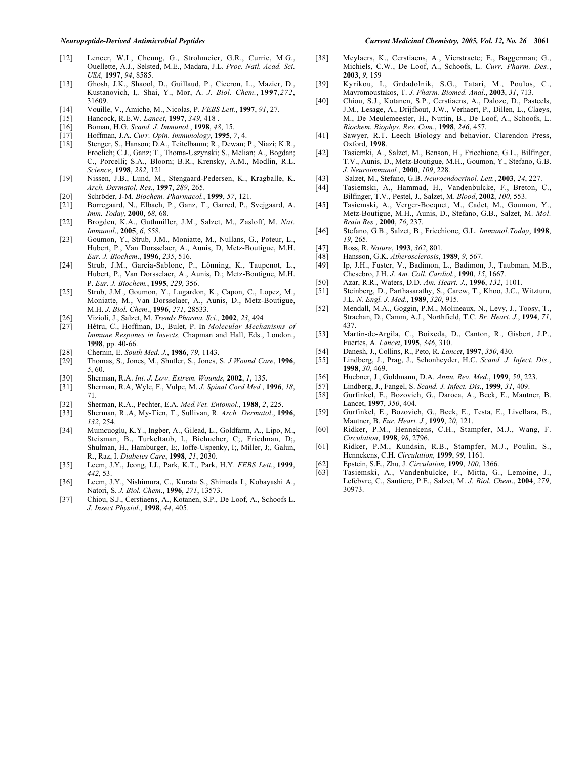[12] Lencer, W.I., Cheung, G., Strohmeier, G.R., Currie, M.G., Ouellette, A.J., Selsted, M.E., Madara, J.L. *Proc. Natl. Acad. Sci. USA,* **1997**, *94*, 8585.

[13] Ghosh, J.K., Shaool, D., Guillaud, P., Ciceron, L., Mazier, D., Kustanovich, I,. Shai, Y., Mor, A. *J. Biol. Chem.*, **1997**,*272*, 31609.

[14] Vouille, V., Amiche, M., Nicolas, P. *FEBS Lett.*, **1997**, *91*, 27.

[15] Hancock, R.E.W. *Lancet*, **1997**, *349*, 418 .

[16] Boman, H.G. *Scand. J. Immunol.*, **1998**, *48*, 15.

[17] Hoffman, J.A. *Curr. Opin. Immunology*, **1995**, *7*, 4.

[18] Stenger, S., Hanson; D.A., Teitelbaum; R., Dewan; P., Niazi; K.R., Froelich; C.J., Ganz; T., Thoma-Uszynski; S., Melian; A., Bogdan; C., Porcelli; S.A., Bloom; B.R., Krensky, A.M., Modlin, R.L. *Science*, **1998**, *282*, 121

[19] Nissen, J.B., Lund, M., Stengaard-Pedersen, K., Kragballe, K. *Arch. Dermatol. Res.*, **1997**, *289*, 265.

[20] Schröder, J-M. *Biochem. Pharmacol.*, **1999**, *57*, 121.

[21] Borregaard, N., Elbach, P., Ganz, T., Garred, P., Svejgaard, A. *Imm. Today*, **2000**, *68*, 68.

[22] Brogden, K.A., Guthmiller, J.M., Salzet, M., Zasloff, M. *Nat. Immunol*., **2005**, *6*, 558.

[23] Goumon, Y., Strub, J.M., Moniatte, M., Nullans, G., Poteur, L., Hubert, P., Van Dorsselaer, A., Aunis, D, Metz-Boutigue, M.H. *Eur. J. Biochem*., **1996**, *235*, 516.

[24] Strub, J.M., Garcia-Sablone, P., Lönning, K., Taupenot, L., Hubert, P., Van Dorsselaer, A., Aunis, D.; Metz-Boutigue, M.H. P. *Eur. J. Biochem.*, **1995**, *229*, 356.

[25] Strub, J.M., Goumon, Y., Lugardon, K., Capon, C., Lopez, M., Moniatte, M., Van Dorsselaer, A., Aunis, D., Metz-Boutigue, M.H. *J. Biol. Chem*., **1996**, *271*, 28533.

[26] Vizioli, J., Salzet, M. *Trends Pharma. Sci.,* **2002**, *23*, 494

[27] Hétru, C., Hoffman, D., Bulet, P. In *Molecular Mechanisms of Immune Respones in Insects,* Chapman and Hall, Eds., London., **1998**, pp. 40-66.

[28] Chernin, E. *South Med. J.*, **1986**, *79*, 1143.

[29] Thomas, S., Jones, M., Shutler, S., Jones, S. *J.Wound Care*, **1996**, *5*, 60.

[30] Sherman, R.A. *Int. J. Low. Extrem. Wounds,* **2002**, *1*, 135.

[31] Sherman, R.A, Wyle, F., Vulpe, M. *J. Spinal Cord Med.*, **1996**, *18*, 71.

[32] Sherman, R.A., Pechter, E.A. *Med.Vet. Entomol*., **1988**, *2*, 225.

[33] Sherman, R..A, My-Tien, T., Sullivan, R. *Arch. Dermatol*., **1996**, *132*, 254.

[34] Mumcuoglu, K.Y., Ingber, A., Gilead, L., Goldfarm, A., Lipo, M., Steisman, B., Turkeltaub, I., Bichucher, C;, Friedman, D;, Shulman, H., Hamburger, E;, Ioffe-Uspenky, I;, Miller, J;, Galun, R., Raz, I. *Diabetes Care*, **1998**, *21*, 2030.

[35] Leem, J.Y., Jeong, I.J., Park, K.T., Park, H.Y. *FEBS Lett.*, **1999**, *442*, 53.

[36] Leem, J.Y., Nishimura, C., Kurata S., Shimada I., Kobayashi A., Natori, S. *J. Biol. Chem*., **1996**, *271*, 13573.

[37] Chiou, S.J., Cerstiaens, A., Kotanen, S.P., De Loof, A., Schoofs L. *J. Insect Physiol*., **1998**, *44*, 405.

[38] Meylaers, K., Cerstiaens, A., Vierstraete; E., Baggerman; G., Michiels, C.W., De Loof, A., Schoofs, L. *Curr. Pharm. Des*., **2003**, *9*, 159

[39] Kyrikou, I., Grdadolnik, S.G., Tatari, M., Poulos, C., Mavromoustakos, T. *J. Pharm. Biomed. Anal*., **2003**, *31*, 713.

[40] Chiou, S.J., Kotanen, S.P., Cerstiaens, A., Daloze, D., Pasteels, J.M., Lesage, A., Drijfhout, J.W., Verhaert, P., Dillen, L., Claeys, M., De Meulemeester, H., Nuttin, B., De Loof, A., Schoofs, L. *Biochem. Biophys. Res. Com.*, **1998**, *246*, 457.

[41] Sawyer, R.T. Leech Biology and behavior. Clarendon Press, Oxford, **1998**.

[42] Tasiemki, A., Salzet, M., Benson, H., Fricchione, G.L., Bilfinger, T.V., Aunis, D., Metz-Boutigue, M.H., Goumon, Y., Stefano, G.B. *J. Neuroimmunol.*, **2000**, *109*, 228.

[43] Salzet, M., Stefano, G.B. *Neuroendocrinol. Lett.*, **2003**, *24*, 227.

[44] Tasiemski, A., Hammad, H., Vandenbulcke, F., Breton, C., Bilfinger, T.V., Pestel, J., Salzet, M. *Blood*, **2002**, *100*, 553.

[45] Tasiemski, A., Verger-Bocquet, M., Cadet, M., Goumon, Y., Metz-Boutigue, M.H., Aunis, D., Stefano, G.B., Salzet, M. *Mol. Brain Res.*, **2000**, *76*, 237.

[46] Stefano, G.B., Salzet, B., Fricchione, G.L. *Immunol.Today*, **1998**, *19*, 265.

[47] Ross, R. *Nature*, **1993**, *362*, 801.

[48] Hansson, G.K. *Atherosclerosis*, **1989**, *9*, 567.

[49] Ip, J.H., Fuster, V., Badimon, L., Badimon, J., Taubman, M.B., Chesebro, J.H. *J. Am. Coll. Cardiol.*, **1990**, *15*, 1667.

[50] Azar, R.R., Waters, D.D. *Am. Heart. J.*, **1996**, *132*, 1101.

[51] Steinberg, D., Parthasarathy, S., Carew, T., Khoo, J.C., Witztum, J.L. *N. Engl. J. Med*., **1989**, *320*, 915.

[52] Mendall, M.A., Goggin, P.M., Molineaux, N., Levy, J., Toosy, T., Strachan, D., Camm, A.J., Northfield, T.C. *Br. Heart. J.*, **1994**, *71*, 437.

[53] Martin-de-Argila, C., Boixeda, D., Canton, R., Gisbert, J.P., Fuertes, A. *Lancet*, **1995**, *346*, 310.

[54] Danesh, J., Collins, R., Peto, R. *Lancet*, **1997**, *350*, 430.

[55] Lindberg, J., Prag, J., Schonheyder, H.C. *Scand. J. Infect. Dis*., **1998**, *30*, 469.

[56] Huebner, J., Goldmann, D.A. *Annu. Rev. Med*., **1999**, *50*, 223.

[57] Lindberg, J., Fangel, S. *Scand. J. Infect. Dis*., **1999**, *31*, 409.

[58] Gurfinkel, E., Bozovich, G., Daroca, A., Beck, E., Mautner, B. Lancet, **1997**, *350*, 404.

[59] Gurfinkel, E., Bozovich, G., Beck, E., Testa, E., Livellara, B., Mautner, B. *Eur. Heart. J.*, **1999**, *20*, 121.

[60] Ridker, P.M., Hennekens, C.H., Stampfer, M.J., Wang, F. *Circulation*, **1998**, *98*, 2796.

[61] Ridker, P.M., Kundsin, R.B., Stampfer, M.J., Poulin, S., Hennekens, C.H. *Circulation,* **1999**, *99*, 1161.

[62] Epstein, S.E., Zhu, J. *Circulation*, **1999**, *100*, 1366.

[63] Tasiemski, A., Vandenbulcke, F., Mitta, G., Lemoine, J., Lefebvre, C., Sautiere, P.E., Salzet, M. *J. Biol. Chem*., **2004**, *279*, 30973.